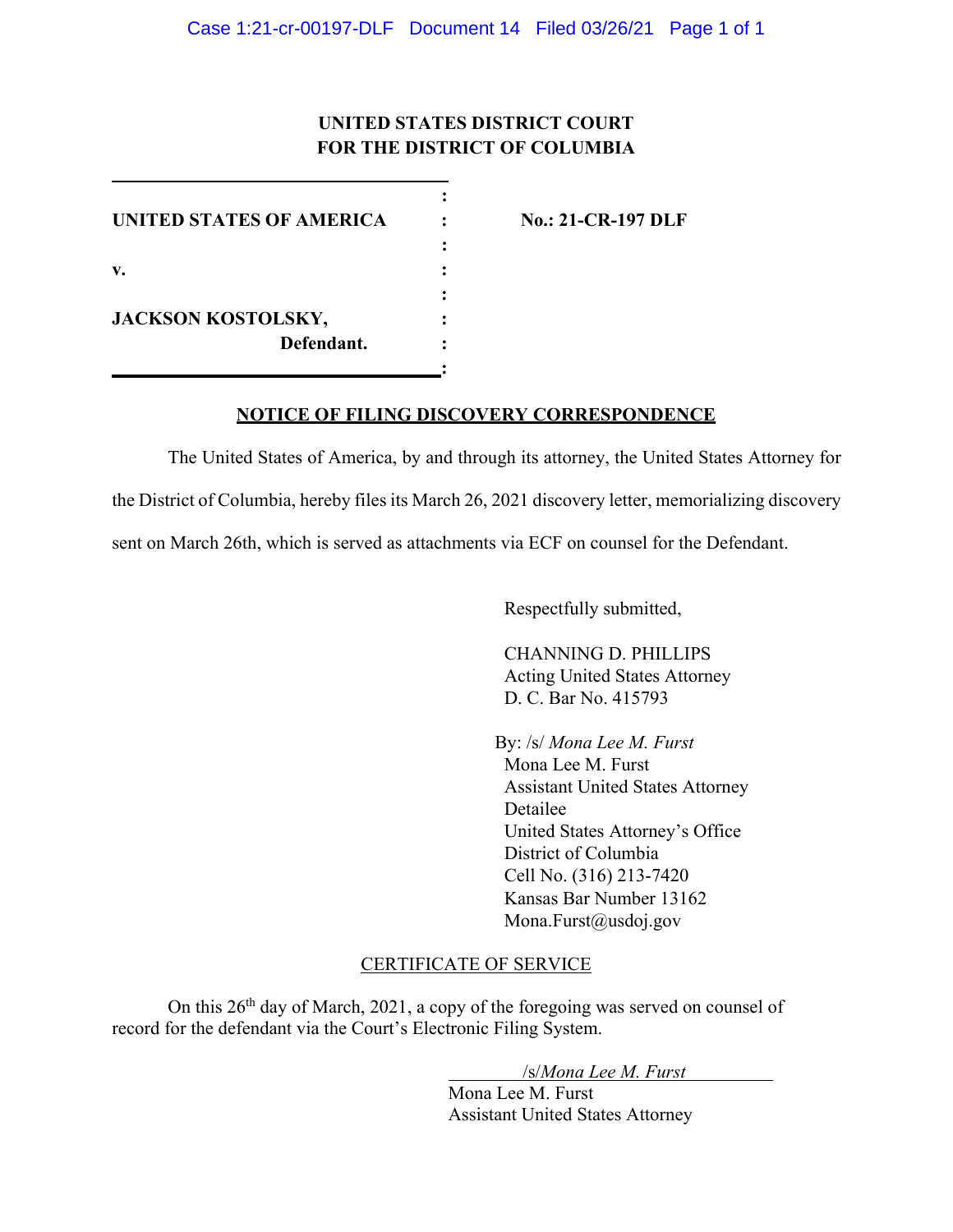**UNITED STATES DISTRICT COURT**
**FOR THE DISTRICT OF COLUMBIA**

| | | |
|---|---|---|
| **UNITED STATES OF AMERICA** | : | **No.: 21-CR-197 DLF** |
| **v.** | : | |
| **JACKSON KOSTOLSKY,** **Defendant.** | : | |

## NOTICE OF FILING DISCOVERY CORRESPONDENCE

The United States of America, by and through its attorney, the United States Attorney for the District of Columbia, hereby files its March 26, 2021 discovery letter, memorializing discovery sent on March 26th, which is served as attachments via ECF on counsel for the Defendant.

Respectfully submitted,

CHANNING D. PHILLIPS
Acting United States Attorney
D. C. Bar No. 415793

By: /s/ *Mona Lee M. Furst*
Mona Lee M. Furst
Assistant United States Attorney
Detailee
United States Attorney's Office
District of Columbia
Cell No. (316) 213-7420
Kansas Bar Number 13162
Mona.Furst@usdoj.gov

CERTIFICATE OF SERVICE

On this 26th day of March, 2021, a copy of the foregoing was served on counsel of record for the defendant via the Court's Electronic Filing System.

/s/*Mona Lee M. Furst*
Mona Lee M. Furst
Assistant United States Attorney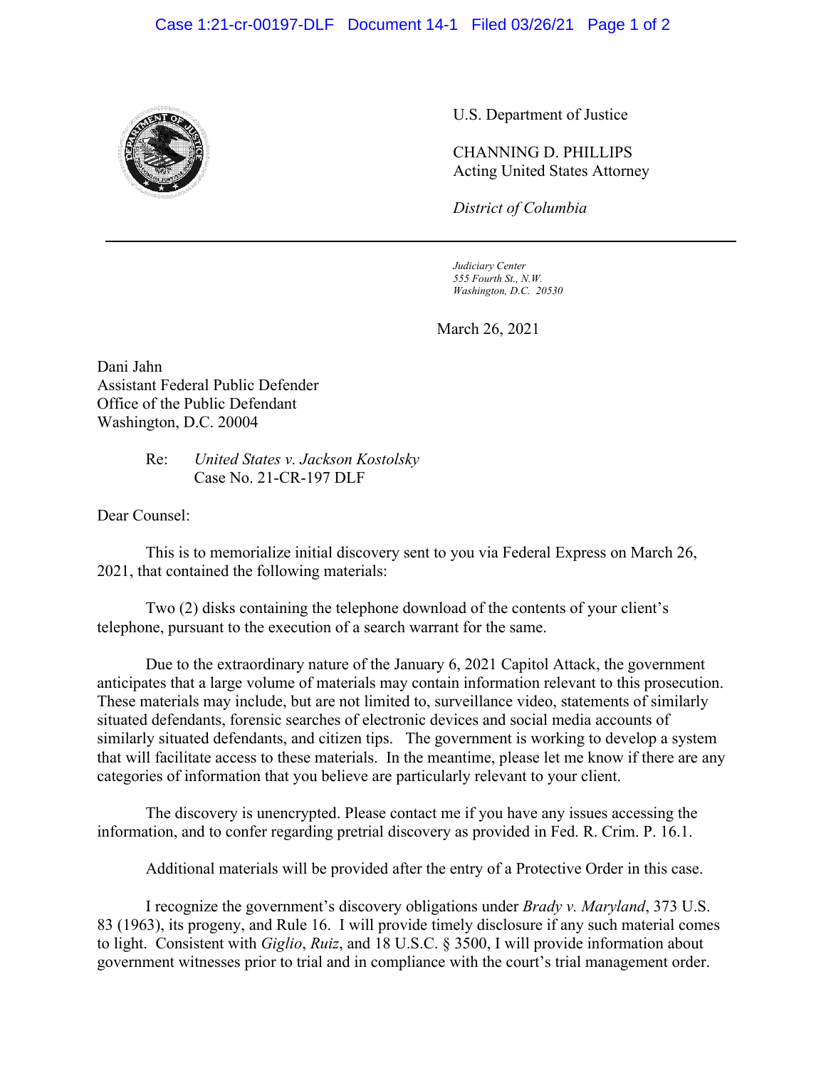U.S. Department of Justice

CHANNING D. PHILLIPS
Acting United States Attorney

*District of Columbia*

---

*Judiciary Center*
*555 Fourth St., N.W.*
*Washington, D.C. 20530*

March 26, 2021

Dani Jahn
Assistant Federal Public Defender
Office of the Public Defendant
Washington, D.C. 20004

Re: *United States v. Jackson Kostolsky*
Case No. 21-CR-197 DLF

Dear Counsel:

This is to memorialize initial discovery sent to you via Federal Express on March 26, 2021, that contained the following materials:

Two (2) disks containing the telephone download of the contents of your client's telephone, pursuant to the execution of a search warrant for the same.

Due to the extraordinary nature of the January 6, 2021 Capitol Attack, the government anticipates that a large volume of materials may contain information relevant to this prosecution. These materials may include, but are not limited to, surveillance video, statements of similarly situated defendants, forensic searches of electronic devices and social media accounts of similarly situated defendants, and citizen tips. The government is working to develop a system that will facilitate access to these materials. In the meantime, please let me know if there are any categories of information that you believe are particularly relevant to your client.

The discovery is unencrypted. Please contact me if you have any issues accessing the information, and to confer regarding pretrial discovery as provided in Fed. R. Crim. P. 16.1.

Additional materials will be provided after the entry of a Protective Order in this case.

I recognize the government's discovery obligations under *Brady v. Maryland*, 373 U.S. 83 (1963), its progeny, and Rule 16. I will provide timely disclosure if any such material comes to light. Consistent with *Giglio*, *Ruiz*, and 18 U.S.C. § 3500, I will provide information about government witnesses prior to trial and in compliance with the court's trial management order.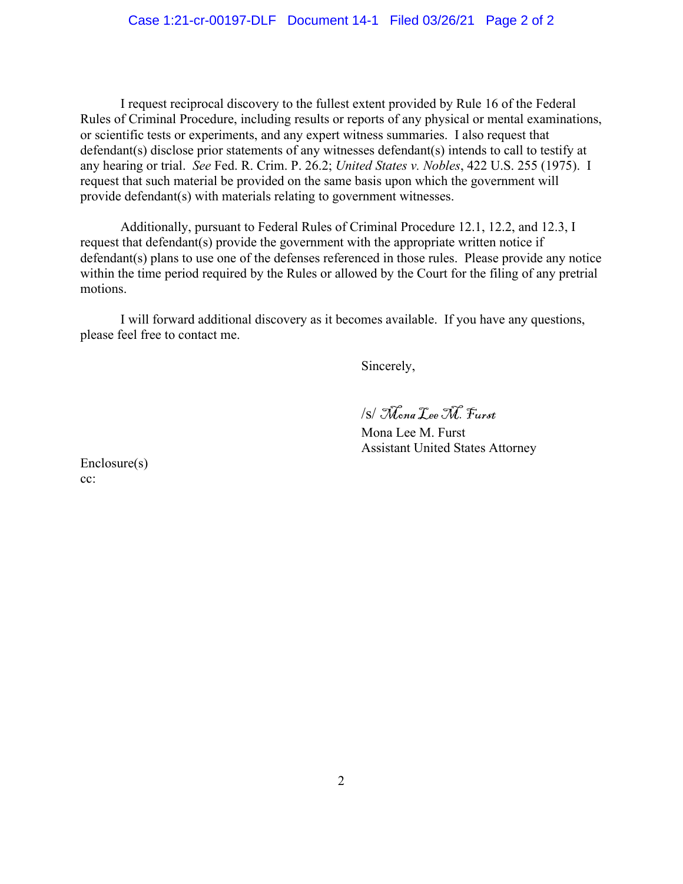I request reciprocal discovery to the fullest extent provided by Rule 16 of the Federal Rules of Criminal Procedure, including results or reports of any physical or mental examinations, or scientific tests or experiments, and any expert witness summaries. I also request that defendant(s) disclose prior statements of any witnesses defendant(s) intends to call to testify at any hearing or trial. *See* Fed. R. Crim. P. 26.2; *United States v. Nobles*, 422 U.S. 255 (1975). I request that such material be provided on the same basis upon which the government will provide defendant(s) with materials relating to government witnesses.

Additionally, pursuant to Federal Rules of Criminal Procedure 12.1, 12.2, and 12.3, I request that defendant(s) provide the government with the appropriate written notice if defendant(s) plans to use one of the defenses referenced in those rules. Please provide any notice within the time period required by the Rules or allowed by the Court for the filing of any pretrial motions.

I will forward additional discovery as it becomes available. If you have any questions, please feel free to contact me.

Sincerely,

/s/ *Mona Lee M. Furst*
Mona Lee M. Furst
Assistant United States Attorney

Enclosure(s)
cc: